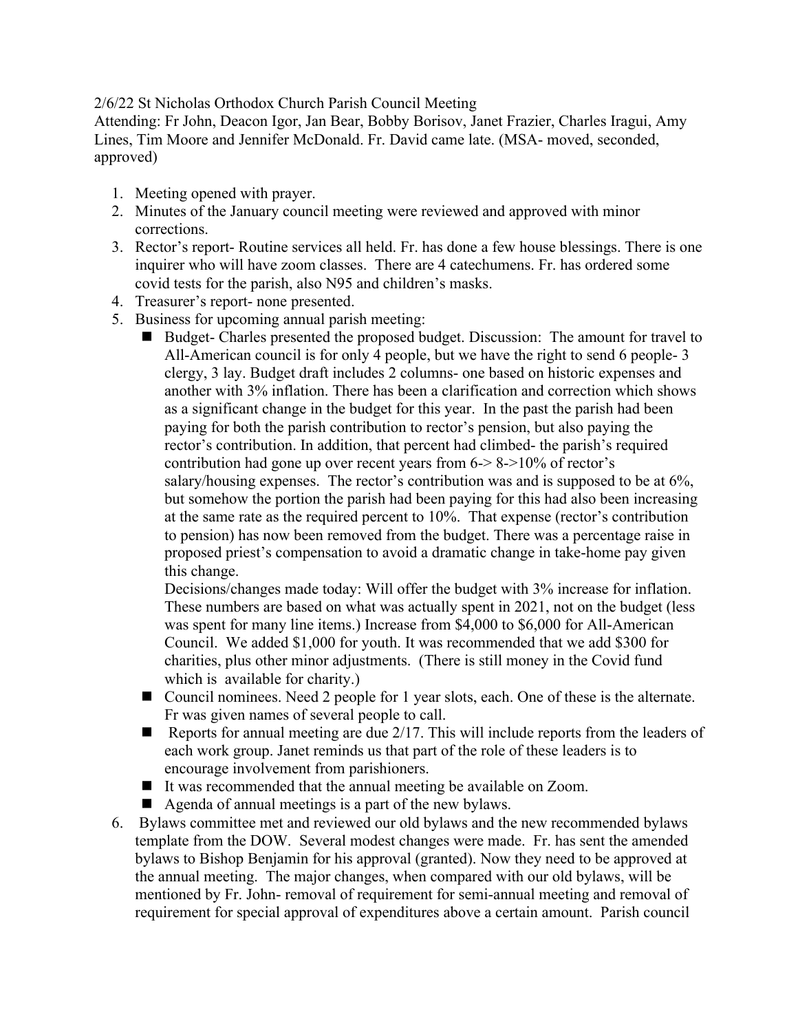2/6/22 St Nicholas Orthodox Church Parish Council Meeting

Attending: Fr John, Deacon Igor, Jan Bear, Bobby Borisov, Janet Frazier, Charles Iragui, Amy Lines, Tim Moore and Jennifer McDonald. Fr. David came late. (MSA- moved, seconded, approved)

1. Meeting opened with prayer.
2. Minutes of the January council meeting were reviewed and approved with minor corrections.
3. Rector's report- Routine services all held. Fr. has done a few house blessings. There is one inquirer who will have zoom classes. There are 4 catechumens. Fr. has ordered some covid tests for the parish, also N95 and children's masks.
4. Treasurer's report- none presented.
5. Business for upcoming annual parish meeting:
   - Budget- Charles presented the proposed budget. Discussion: The amount for travel to All-American council is for only 4 people, but we have the right to send 6 people- 3 clergy, 3 lay. Budget draft includes 2 columns- one based on historic expenses and another with 3% inflation. There has been a clarification and correction which shows as a significant change in the budget for this year. In the past the parish had been paying for both the parish contribution to rector's pension, but also paying the rector's contribution. In addition, that percent had climbed- the parish's required contribution had gone up over recent years from 6-> 8->10% of rector's salary/housing expenses. The rector's contribution was and is supposed to be at 6%, but somehow the portion the parish had been paying for this had also been increasing at the same rate as the required percent to 10%. That expense (rector's contribution to pension) has now been removed from the budget. There was a percentage raise in proposed priest's compensation to avoid a dramatic change in take-home pay given this change.

     Decisions/changes made today: Will offer the budget with 3% increase for inflation. These numbers are based on what was actually spent in 2021, not on the budget (less was spent for many line items.) Increase from $4,000 to $6,000 for All-American Council. We added $1,000 for youth. It was recommended that we add $300 for charities, plus other minor adjustments. (There is still money in the Covid fund which is available for charity.)
   - Council nominees. Need 2 people for 1 year slots, each. One of these is the alternate. Fr was given names of several people to call.
   - Reports for annual meeting are due 2/17. This will include reports from the leaders of each work group. Janet reminds us that part of the role of these leaders is to encourage involvement from parishioners.
   - It was recommended that the annual meeting be available on Zoom.
   - Agenda of annual meetings is a part of the new bylaws.
6. Bylaws committee met and reviewed our old bylaws and the new recommended bylaws template from the DOW. Several modest changes were made. Fr. has sent the amended bylaws to Bishop Benjamin for his approval (granted). Now they need to be approved at the annual meeting. The major changes, when compared with our old bylaws, will be mentioned by Fr. John- removal of requirement for semi-annual meeting and removal of requirement for special approval of expenditures above a certain amount. Parish council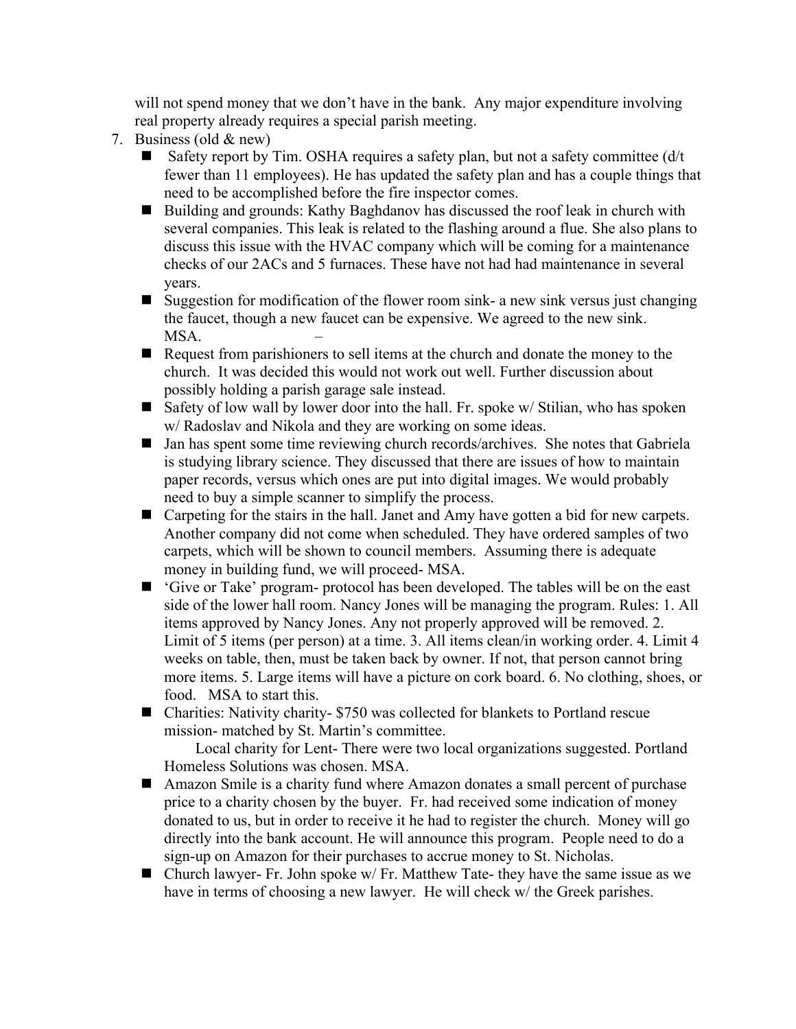will not spend money that we don't have in the bank. Any major expenditure involving real property already requires a special parish meeting.

7. Business (old & new)
   - Safety report by Tim. OSHA requires a safety plan, but not a safety committee (d/t fewer than 11 employees). He has updated the safety plan and has a couple things that need to be accomplished before the fire inspector comes.
   - Building and grounds: Kathy Baghdanov has discussed the roof leak in church with several companies. This leak is related to the flashing around a flue. She also plans to discuss this issue with the HVAC company which will be coming for a maintenance checks of our 2ACs and 5 furnaces. These have not had had maintenance in several years.
   - Suggestion for modification of the flower room sink- a new sink versus just changing the faucet, though a new faucet can be expensive. We agreed to the new sink. MSA. –
   - Request from parishioners to sell items at the church and donate the money to the church. It was decided this would not work out well. Further discussion about possibly holding a parish garage sale instead.
   - Safety of low wall by lower door into the hall. Fr. spoke w/ Stilian, who has spoken w/ Radoslav and Nikola and they are working on some ideas.
   - Jan has spent some time reviewing church records/archives. She notes that Gabriela is studying library science. They discussed that there are issues of how to maintain paper records, versus which ones are put into digital images. We would probably need to buy a simple scanner to simplify the process.
   - Carpeting for the stairs in the hall. Janet and Amy have gotten a bid for new carpets. Another company did not come when scheduled. They have ordered samples of two carpets, which will be shown to council members. Assuming there is adequate money in building fund, we will proceed- MSA.
   - 'Give or Take' program- protocol has been developed. The tables will be on the east side of the lower hall room. Nancy Jones will be managing the program. Rules: 1. All items approved by Nancy Jones. Any not properly approved will be removed. 2. Limit of 5 items (per person) at a time. 3. All items clean/in working order. 4. Limit 4 weeks on table, then, must be taken back by owner. If not, that person cannot bring more items. 5. Large items will have a picture on cork board. 6. No clothing, shoes, or food. MSA to start this.
   - Charities: Nativity charity- $750 was collected for blankets to Portland rescue mission- matched by St. Martin's committee.

     Local charity for Lent- There were two local organizations suggested. Portland Homeless Solutions was chosen. MSA.
   - Amazon Smile is a charity fund where Amazon donates a small percent of purchase price to a charity chosen by the buyer. Fr. had received some indication of money donated to us, but in order to receive it he had to register the church. Money will go directly into the bank account. He will announce this program. People need to do a sign-up on Amazon for their purchases to accrue money to St. Nicholas.
   - Church lawyer- Fr. John spoke w/ Fr. Matthew Tate- they have the same issue as we have in terms of choosing a new lawyer. He will check w/ the Greek parishes.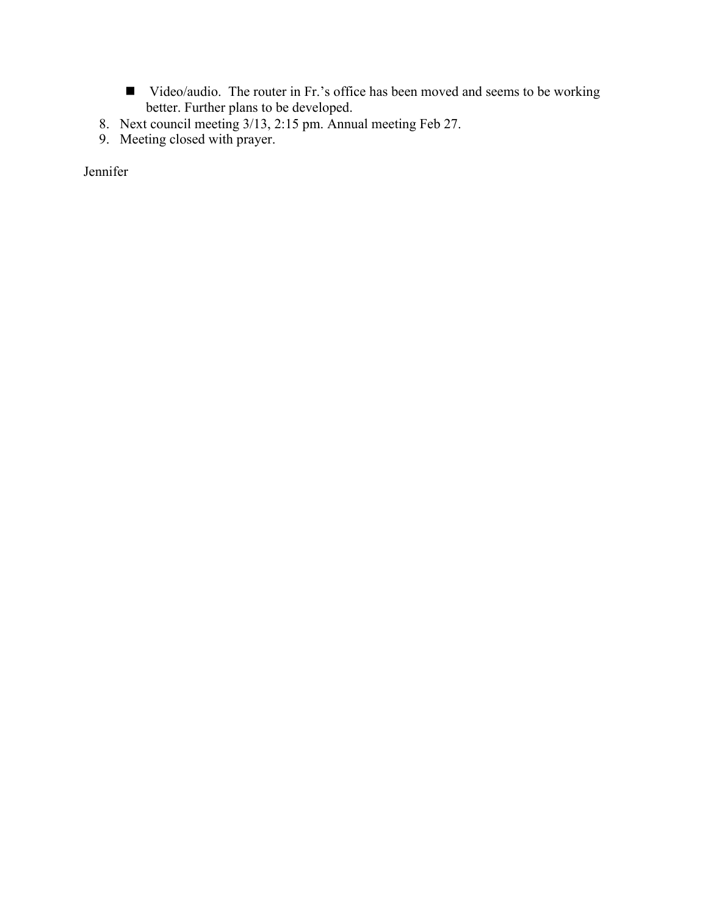- Video/audio. The router in Fr.'s office has been moved and seems to be working better. Further plans to be developed.

8. Next council meeting 3/13, 2:15 pm. Annual meeting Feb 27.
9. Meeting closed with prayer.

Jennifer